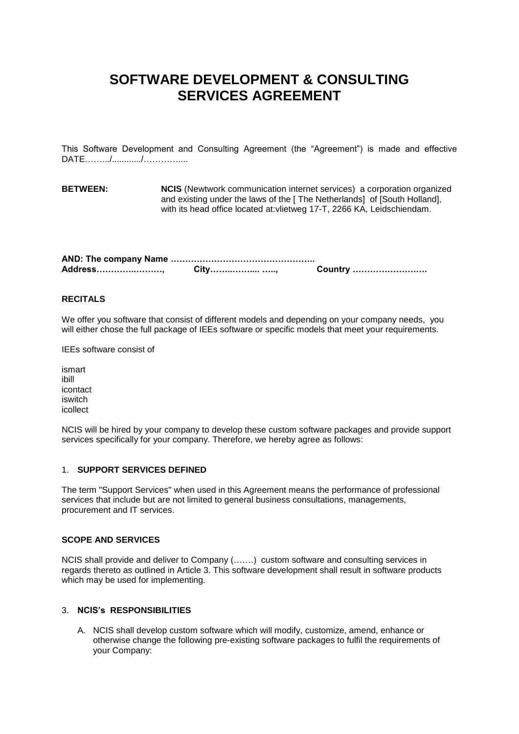# SOFTWARE DEVELOPMENT & CONSULTING SERVICES AGREEMENT

This Software Development and Consulting Agreement (the "Agreement") is made and effective DATE……../............/………….....

**BETWEEN:** **NCIS** (Newtwork communication internet services) a corporation organized and existing under the laws of the [ The Netherlands] of [South Holland], with its head office located at:vlietweg 17-T, 2266 KA, Leidschiendam.

**AND: The company Name …………………………………………..**
**Address………….………, City……..……... ….., Country ………………….….**

**RECITALS**

We offer you software that consist of different models and depending on your company needs, you will either chose the full package of IEEs software or specific models that meet your requirements.

IEEs software consist of

ismart
ibill
icontact
iswitch
icollect

NCIS will be hired by your company to develop these custom software packages and provide support services specifically for your company. Therefore, we hereby agree as follows:

1. **SUPPORT SERVICES DEFINED**

The term "Support Services" when used in this Agreement means the performance of professional services that include but are not limited to general business consultations, managements, procurement and IT services.

**SCOPE AND SERVICES**

NCIS shall provide and deliver to Company (…….) custom software and consulting services in regards thereto as outlined in Article 3. This software development shall result in software products which may be used for implementing.

3. **NCIS's RESPONSIBILITIES**

A. NCIS shall develop custom software which will modify, customize, amend, enhance or otherwise change the following pre-existing software packages to fulfil the requirements of your Company: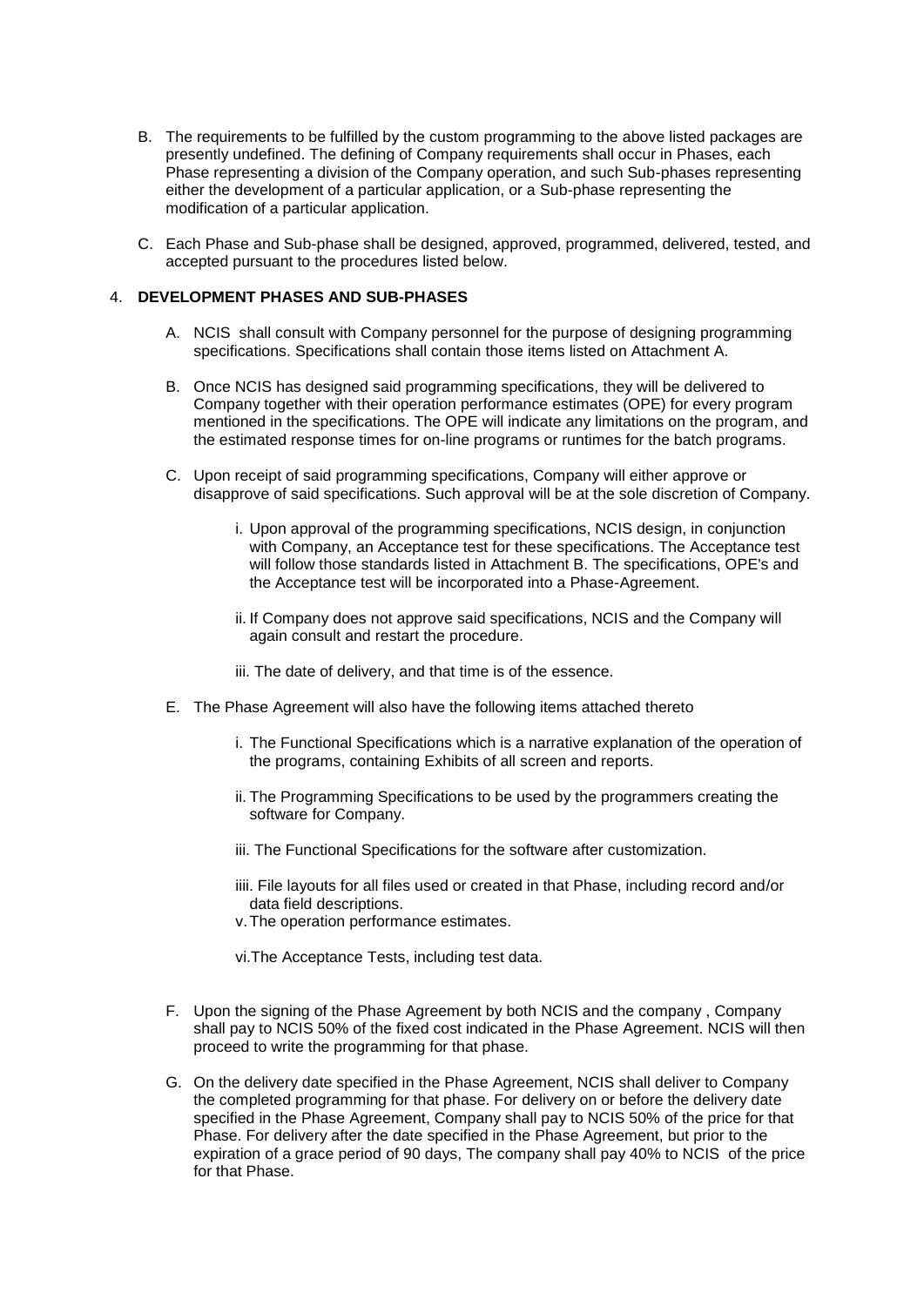B. The requirements to be fulfilled by the custom programming to the above listed packages are presently undefined. The defining of Company requirements shall occur in Phases, each Phase representing a division of the Company operation, and such Sub-phases representing either the development of a particular application, or a Sub-phase representing the modification of a particular application.

C. Each Phase and Sub-phase shall be designed, approved, programmed, delivered, tested, and accepted pursuant to the procedures listed below.

4. **DEVELOPMENT PHASES AND SUB-PHASES**

   A. NCIS shall consult with Company personnel for the purpose of designing programming specifications. Specifications shall contain those items listed on Attachment A.

   B. Once NCIS has designed said programming specifications, they will be delivered to Company together with their operation performance estimates (OPE) for every program mentioned in the specifications. The OPE will indicate any limitations on the program, and the estimated response times for on-line programs or runtimes for the batch programs.

   C. Upon receipt of said programming specifications, Company will either approve or disapprove of said specifications. Such approval will be at the sole discretion of Company.

      i. Upon approval of the programming specifications, NCIS design, in conjunction with Company, an Acceptance test for these specifications. The Acceptance test will follow those standards listed in Attachment B. The specifications, OPE's and the Acceptance test will be incorporated into a Phase-Agreement.

      ii. If Company does not approve said specifications, NCIS and the Company will again consult and restart the procedure.

      iii. The date of delivery, and that time is of the essence.

   E. The Phase Agreement will also have the following items attached thereto

      i. The Functional Specifications which is a narrative explanation of the operation of the programs, containing Exhibits of all screen and reports.

      ii. The Programming Specifications to be used by the programmers creating the software for Company.

      iii. The Functional Specifications for the software after customization.

      iiii. File layouts for all files used or created in that Phase, including record and/or data field descriptions.

      v. The operation performance estimates.

      vi. The Acceptance Tests, including test data.

   F. Upon the signing of the Phase Agreement by both NCIS and the company , Company shall pay to NCIS 50% of the fixed cost indicated in the Phase Agreement. NCIS will then proceed to write the programming for that phase.

   G. On the delivery date specified in the Phase Agreement, NCIS shall deliver to Company the completed programming for that phase. For delivery on or before the delivery date specified in the Phase Agreement, Company shall pay to NCIS 50% of the price for that Phase. For delivery after the date specified in the Phase Agreement, but prior to the expiration of a grace period of 90 days, The company shall pay 40% to NCIS of the price for that Phase.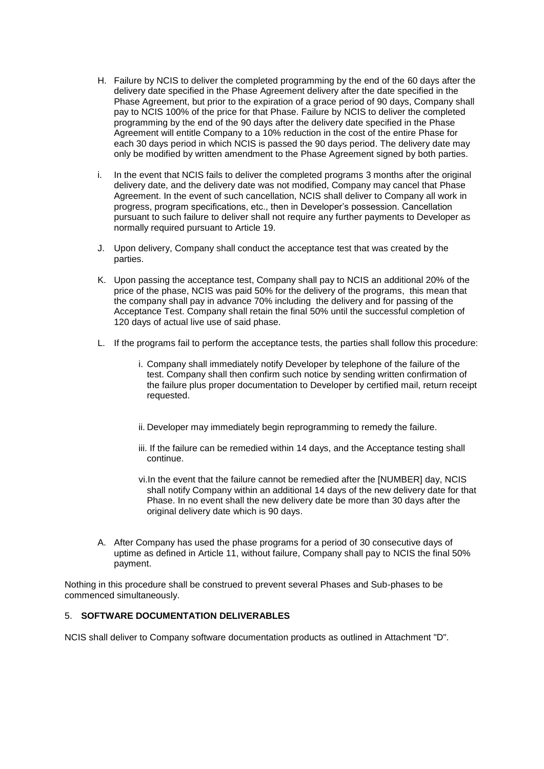H. Failure by NCIS to deliver the completed programming by the end of the 60 days after the delivery date specified in the Phase Agreement delivery after the date specified in the Phase Agreement, but prior to the expiration of a grace period of 90 days, Company shall pay to NCIS 100% of the price for that Phase. Failure by NCIS to deliver the completed programming by the end of the 90 days after the delivery date specified in the Phase Agreement will entitle Company to a 10% reduction in the cost of the entire Phase for each 30 days period in which NCIS is passed the 90 days period. The delivery date may only be modified by written amendment to the Phase Agreement signed by both parties.

i. In the event that NCIS fails to deliver the completed programs 3 months after the original delivery date, and the delivery date was not modified, Company may cancel that Phase Agreement. In the event of such cancellation, NCIS shall deliver to Company all work in progress, program specifications, etc., then in Developer's possession. Cancellation pursuant to such failure to deliver shall not require any further payments to Developer as normally required pursuant to Article 19.

J. Upon delivery, Company shall conduct the acceptance test that was created by the parties.

K. Upon passing the acceptance test, Company shall pay to NCIS an additional 20% of the price of the phase, NCIS was paid 50% for the delivery of the programs, this mean that the company shall pay in advance 70% including the delivery and for passing of the Acceptance Test. Company shall retain the final 50% until the successful completion of 120 days of actual live use of said phase.

L. If the programs fail to perform the acceptance tests, the parties shall follow this procedure:

   i. Company shall immediately notify Developer by telephone of the failure of the test. Company shall then confirm such notice by sending written confirmation of the failure plus proper documentation to Developer by certified mail, return receipt requested.

   ii. Developer may immediately begin reprogramming to remedy the failure.

   iii. If the failure can be remedied within 14 days, and the Acceptance testing shall continue.

   vi. In the event that the failure cannot be remedied after the [NUMBER] day, NCIS shall notify Company within an additional 14 days of the new delivery date for that Phase. In no event shall the new delivery date be more than 30 days after the original delivery date which is 90 days.

A. After Company has used the phase programs for a period of 30 consecutive days of uptime as defined in Article 11, without failure, Company shall pay to NCIS the final 50% payment.

Nothing in this procedure shall be construed to prevent several Phases and Sub-phases to be commenced simultaneously.

## 5. SOFTWARE DOCUMENTATION DELIVERABLES

NCIS shall deliver to Company software documentation products as outlined in Attachment "D".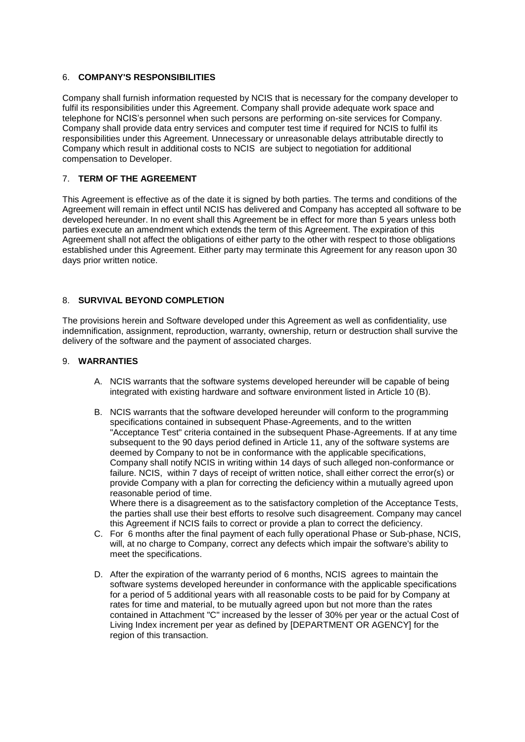## 6. COMPANY'S RESPONSIBILITIES

Company shall furnish information requested by NCIS that is necessary for the company developer to fulfil its responsibilities under this Agreement. Company shall provide adequate work space and telephone for NCIS's personnel when such persons are performing on-site services for Company. Company shall provide data entry services and computer test time if required for NCIS to fulfil its responsibilities under this Agreement. Unnecessary or unreasonable delays attributable directly to Company which result in additional costs to NCIS are subject to negotiation for additional compensation to Developer.

## 7. TERM OF THE AGREEMENT

This Agreement is effective as of the date it is signed by both parties. The terms and conditions of the Agreement will remain in effect until NCIS has delivered and Company has accepted all software to be developed hereunder. In no event shall this Agreement be in effect for more than 5 years unless both parties execute an amendment which extends the term of this Agreement. The expiration of this Agreement shall not affect the obligations of either party to the other with respect to those obligations established under this Agreement. Either party may terminate this Agreement for any reason upon 30 days prior written notice.

## 8. SURVIVAL BEYOND COMPLETION

The provisions herein and Software developed under this Agreement as well as confidentiality, use indemnification, assignment, reproduction, warranty, ownership, return or destruction shall survive the delivery of the software and the payment of associated charges.

## 9. WARRANTIES

A. NCIS warrants that the software systems developed hereunder will be capable of being integrated with existing hardware and software environment listed in Article 10 (B).

B. NCIS warrants that the software developed hereunder will conform to the programming specifications contained in subsequent Phase-Agreements, and to the written "Acceptance Test" criteria contained in the subsequent Phase-Agreements. If at any time subsequent to the 90 days period defined in Article 11, any of the software systems are deemed by Company to not be in conformance with the applicable specifications, Company shall notify NCIS in writing within 14 days of such alleged non-conformance or failure. NCIS, within 7 days of receipt of written notice, shall either correct the error(s) or provide Company with a plan for correcting the deficiency within a mutually agreed upon reasonable period of time.

   Where there is a disagreement as to the satisfactory completion of the Acceptance Tests, the parties shall use their best efforts to resolve such disagreement. Company may cancel this Agreement if NCIS fails to correct or provide a plan to correct the deficiency.

C. For 6 months after the final payment of each fully operational Phase or Sub-phase, NCIS, will, at no charge to Company, correct any defects which impair the software's ability to meet the specifications.

D. After the expiration of the warranty period of 6 months, NCIS agrees to maintain the software systems developed hereunder in conformance with the applicable specifications for a period of 5 additional years with all reasonable costs to be paid for by Company at rates for time and material, to be mutually agreed upon but not more than the rates contained in Attachment "C" increased by the lesser of 30% per year or the actual Cost of Living Index increment per year as defined by [DEPARTMENT OR AGENCY] for the region of this transaction.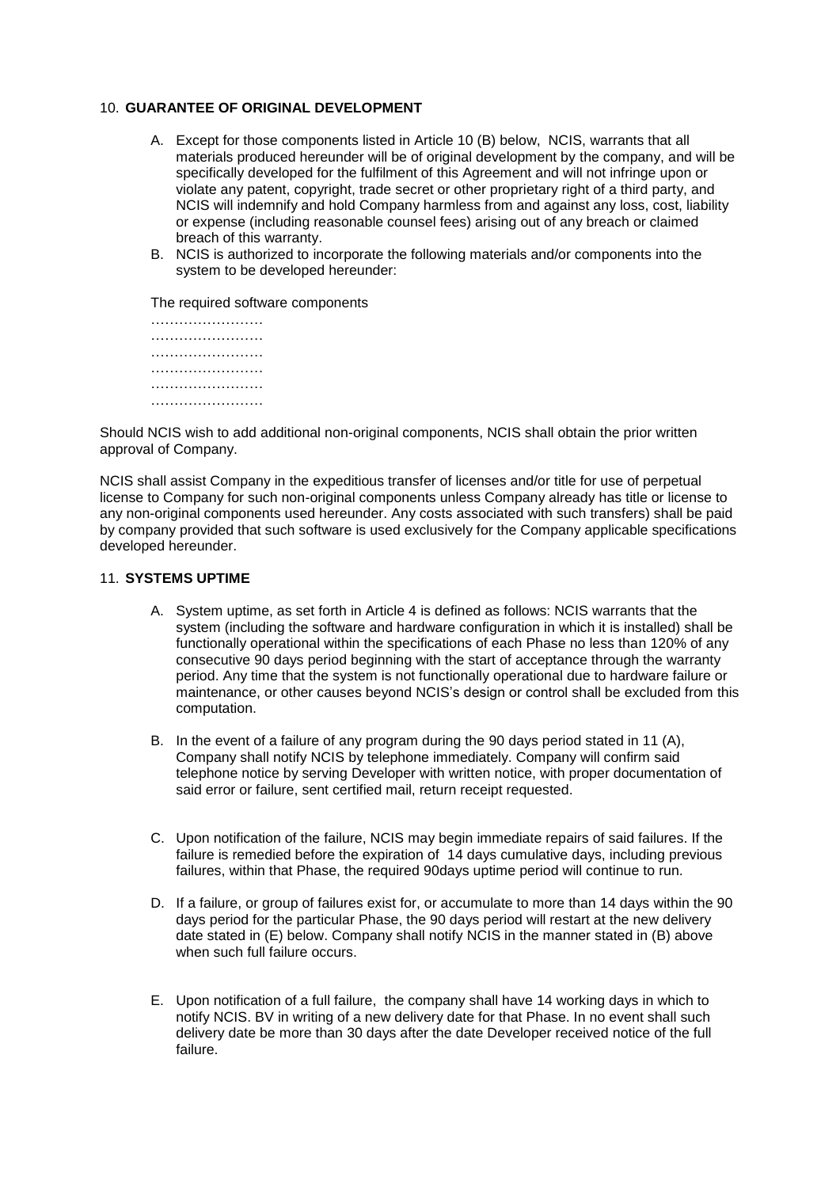10. **GUARANTEE OF ORIGINAL DEVELOPMENT**

A. Except for those components listed in Article 10 (B) below, NCIS, warrants that all materials produced hereunder will be of original development by the company, and will be specifically developed for the fulfilment of this Agreement and will not infringe upon or violate any patent, copyright, trade secret or other proprietary right of a third party, and NCIS will indemnify and hold Company harmless from and against any loss, cost, liability or expense (including reasonable counsel fees) arising out of any breach or claimed breach of this warranty.

B. NCIS is authorized to incorporate the following materials and/or components into the system to be developed hereunder:

The required software components

……………………
……………………
……………………
……………………
……………………
……………………

Should NCIS wish to add additional non-original components, NCIS shall obtain the prior written approval of Company.

NCIS shall assist Company in the expeditious transfer of licenses and/or title for use of perpetual license to Company for such non-original components unless Company already has title or license to any non-original components used hereunder. Any costs associated with such transfers) shall be paid by company provided that such software is used exclusively for the Company applicable specifications developed hereunder.

11. **SYSTEMS UPTIME**

A. System uptime, as set forth in Article 4 is defined as follows: NCIS warrants that the system (including the software and hardware configuration in which it is installed) shall be functionally operational within the specifications of each Phase no less than 120% of any consecutive 90 days period beginning with the start of acceptance through the warranty period. Any time that the system is not functionally operational due to hardware failure or maintenance, or other causes beyond NCIS's design or control shall be excluded from this computation.

B. In the event of a failure of any program during the 90 days period stated in 11 (A), Company shall notify NCIS by telephone immediately. Company will confirm said telephone notice by serving Developer with written notice, with proper documentation of said error or failure, sent certified mail, return receipt requested.

C. Upon notification of the failure, NCIS may begin immediate repairs of said failures. If the failure is remedied before the expiration of 14 days cumulative days, including previous failures, within that Phase, the required 90days uptime period will continue to run.

D. If a failure, or group of failures exist for, or accumulate to more than 14 days within the 90 days period for the particular Phase, the 90 days period will restart at the new delivery date stated in (E) below. Company shall notify NCIS in the manner stated in (B) above when such full failure occurs.

E. Upon notification of a full failure, the company shall have 14 working days in which to notify NCIS. BV in writing of a new delivery date for that Phase. In no event shall such delivery date be more than 30 days after the date Developer received notice of the full failure.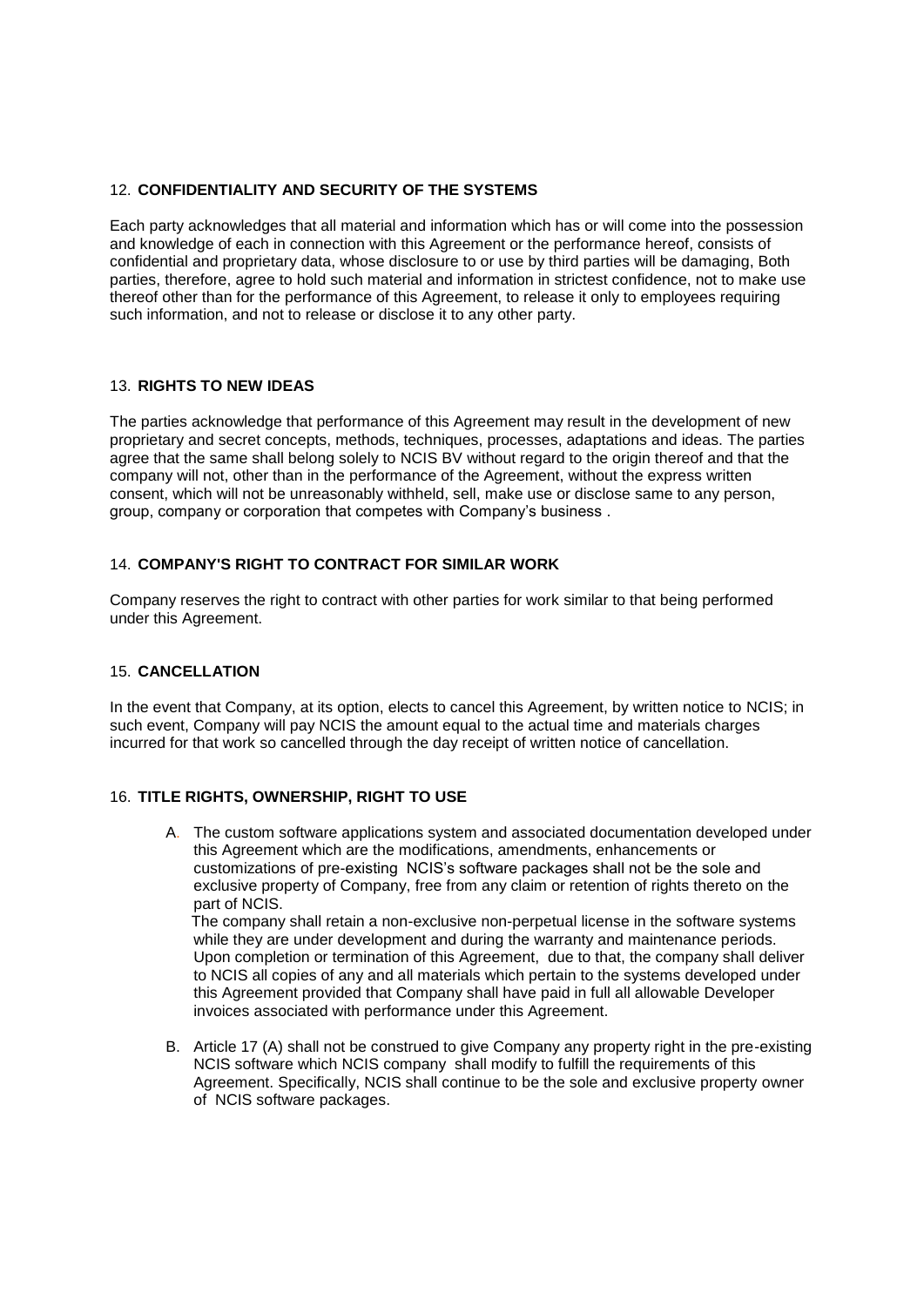## 12. **CONFIDENTIALITY AND SECURITY OF THE SYSTEMS**

Each party acknowledges that all material and information which has or will come into the possession and knowledge of each in connection with this Agreement or the performance hereof, consists of confidential and proprietary data, whose disclosure to or use by third parties will be damaging, Both parties, therefore, agree to hold such material and information in strictest confidence, not to make use thereof other than for the performance of this Agreement, to release it only to employees requiring such information, and not to release or disclose it to any other party.

## 13. **RIGHTS TO NEW IDEAS**

The parties acknowledge that performance of this Agreement may result in the development of new proprietary and secret concepts, methods, techniques, processes, adaptations and ideas. The parties agree that the same shall belong solely to NCIS BV without regard to the origin thereof and that the company will not, other than in the performance of the Agreement, without the express written consent, which will not be unreasonably withheld, sell, make use or disclose same to any person, group, company or corporation that competes with Company's business .

## 14. **COMPANY'S RIGHT TO CONTRACT FOR SIMILAR WORK**

Company reserves the right to contract with other parties for work similar to that being performed under this Agreement.

## 15. **CANCELLATION**

In the event that Company, at its option, elects to cancel this Agreement, by written notice to NCIS; in such event, Company will pay NCIS the amount equal to the actual time and materials charges incurred for that work so cancelled through the day receipt of written notice of cancellation.

## 16. **TITLE RIGHTS, OWNERSHIP, RIGHT TO USE**

A. The custom software applications system and associated documentation developed under this Agreement which are the modifications, amendments, enhancements or customizations of pre-existing NCIS's software packages shall not be the sole and exclusive property of Company, free from any claim or retention of rights thereto on the part of NCIS.

   The company shall retain a non-exclusive non-perpetual license in the software systems while they are under development and during the warranty and maintenance periods. Upon completion or termination of this Agreement, due to that, the company shall deliver to NCIS all copies of any and all materials which pertain to the systems developed under this Agreement provided that Company shall have paid in full all allowable Developer invoices associated with performance under this Agreement.

B. Article 17 (A) shall not be construed to give Company any property right in the pre-existing NCIS software which NCIS company shall modify to fulfill the requirements of this Agreement. Specifically, NCIS shall continue to be the sole and exclusive property owner of NCIS software packages.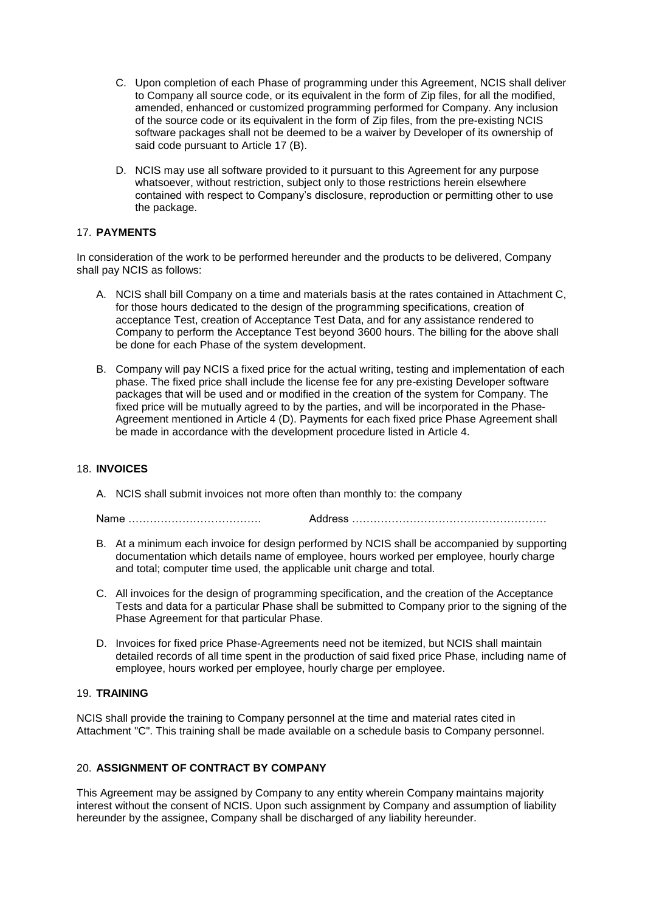C. Upon completion of each Phase of programming under this Agreement, NCIS shall deliver to Company all source code, or its equivalent in the form of Zip files, for all the modified, amended, enhanced or customized programming performed for Company. Any inclusion of the source code or its equivalent in the form of Zip files, from the pre-existing NCIS software packages shall not be deemed to be a waiver by Developer of its ownership of said code pursuant to Article 17 (B).

D. NCIS may use all software provided to it pursuant to this Agreement for any purpose whatsoever, without restriction, subject only to those restrictions herein elsewhere contained with respect to Company's disclosure, reproduction or permitting other to use the package.

## 17. PAYMENTS

In consideration of the work to be performed hereunder and the products to be delivered, Company shall pay NCIS as follows:

A. NCIS shall bill Company on a time and materials basis at the rates contained in Attachment C, for those hours dedicated to the design of the programming specifications, creation of acceptance Test, creation of Acceptance Test Data, and for any assistance rendered to Company to perform the Acceptance Test beyond 3600 hours. The billing for the above shall be done for each Phase of the system development.

B. Company will pay NCIS a fixed price for the actual writing, testing and implementation of each phase. The fixed price shall include the license fee for any pre-existing Developer software packages that will be used and or modified in the creation of the system for Company. The fixed price will be mutually agreed to by the parties, and will be incorporated in the Phase-Agreement mentioned in Article 4 (D). Payments for each fixed price Phase Agreement shall be made in accordance with the development procedure listed in Article 4.

## 18. INVOICES

A. NCIS shall submit invoices not more often than monthly to: the company

Name ………………………………. Address ………………………………………………

B. At a minimum each invoice for design performed by NCIS shall be accompanied by supporting documentation which details name of employee, hours worked per employee, hourly charge and total; computer time used, the applicable unit charge and total.

C. All invoices for the design of programming specification, and the creation of the Acceptance Tests and data for a particular Phase shall be submitted to Company prior to the signing of the Phase Agreement for that particular Phase.

D. Invoices for fixed price Phase-Agreements need not be itemized, but NCIS shall maintain detailed records of all time spent in the production of said fixed price Phase, including name of employee, hours worked per employee, hourly charge per employee.

## 19. TRAINING

NCIS shall provide the training to Company personnel at the time and material rates cited in Attachment "C". This training shall be made available on a schedule basis to Company personnel.

## 20. ASSIGNMENT OF CONTRACT BY COMPANY

This Agreement may be assigned by Company to any entity wherein Company maintains majority interest without the consent of NCIS. Upon such assignment by Company and assumption of liability hereunder by the assignee, Company shall be discharged of any liability hereunder.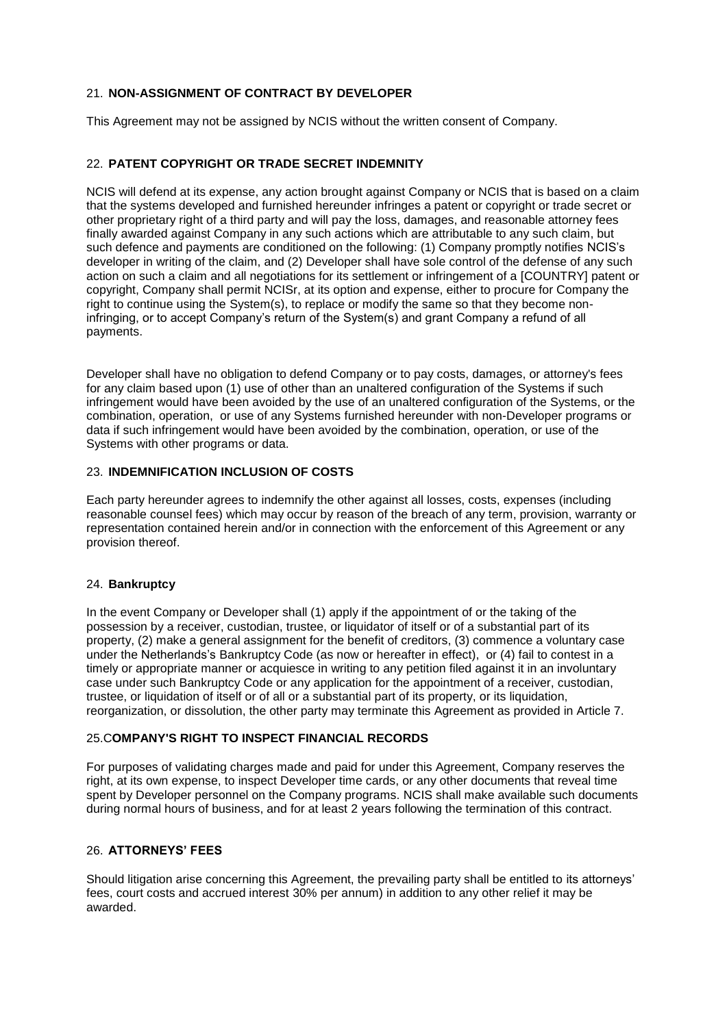## 21. **NON-ASSIGNMENT OF CONTRACT BY DEVELOPER**

This Agreement may not be assigned by NCIS without the written consent of Company.

## 22. **PATENT COPYRIGHT OR TRADE SECRET INDEMNITY**

NCIS will defend at its expense, any action brought against Company or NCIS that is based on a claim that the systems developed and furnished hereunder infringes a patent or copyright or trade secret or other proprietary right of a third party and will pay the loss, damages, and reasonable attorney fees finally awarded against Company in any such actions which are attributable to any such claim, but such defence and payments are conditioned on the following: (1) Company promptly notifies NCIS's developer in writing of the claim, and (2) Developer shall have sole control of the defense of any such action on such a claim and all negotiations for its settlement or infringement of a [COUNTRY] patent or copyright, Company shall permit NCISr, at its option and expense, either to procure for Company the right to continue using the System(s), to replace or modify the same so that they become non-infringing, or to accept Company's return of the System(s) and grant Company a refund of all payments.

Developer shall have no obligation to defend Company or to pay costs, damages, or attorney's fees for any claim based upon (1) use of other than an unaltered configuration of the Systems if such infringement would have been avoided by the use of an unaltered configuration of the Systems, or the combination, operation, or use of any Systems furnished hereunder with non-Developer programs or data if such infringement would have been avoided by the combination, operation, or use of the Systems with other programs or data.

## 23. **INDEMNIFICATION INCLUSION OF COSTS**

Each party hereunder agrees to indemnify the other against all losses, costs, expenses (including reasonable counsel fees) which may occur by reason of the breach of any term, provision, warranty or representation contained herein and/or in connection with the enforcement of this Agreement or any provision thereof.

## 24. **Bankruptcy**

In the event Company or Developer shall (1) apply if the appointment of or the taking of the possession by a receiver, custodian, trustee, or liquidator of itself or of a substantial part of its property, (2) make a general assignment for the benefit of creditors, (3) commence a voluntary case under the Netherlands's Bankruptcy Code (as now or hereafter in effect), or (4) fail to contest in a timely or appropriate manner or acquiesce in writing to any petition filed against it in an involuntary case under such Bankruptcy Code or any application for the appointment of a receiver, custodian, trustee, or liquidation of itself or of all or a substantial part of its property, or its liquidation, reorganization, or dissolution, the other party may terminate this Agreement as provided in Article 7.

## 25.C**OMPANY'S RIGHT TO INSPECT FINANCIAL RECORDS**

For purposes of validating charges made and paid for under this Agreement, Company reserves the right, at its own expense, to inspect Developer time cards, or any other documents that reveal time spent by Developer personnel on the Company programs. NCIS shall make available such documents during normal hours of business, and for at least 2 years following the termination of this contract.

## 26. **ATTORNEYS' FEES**

Should litigation arise concerning this Agreement, the prevailing party shall be entitled to its attorneys' fees, court costs and accrued interest 30% per annum) in addition to any other relief it may be awarded.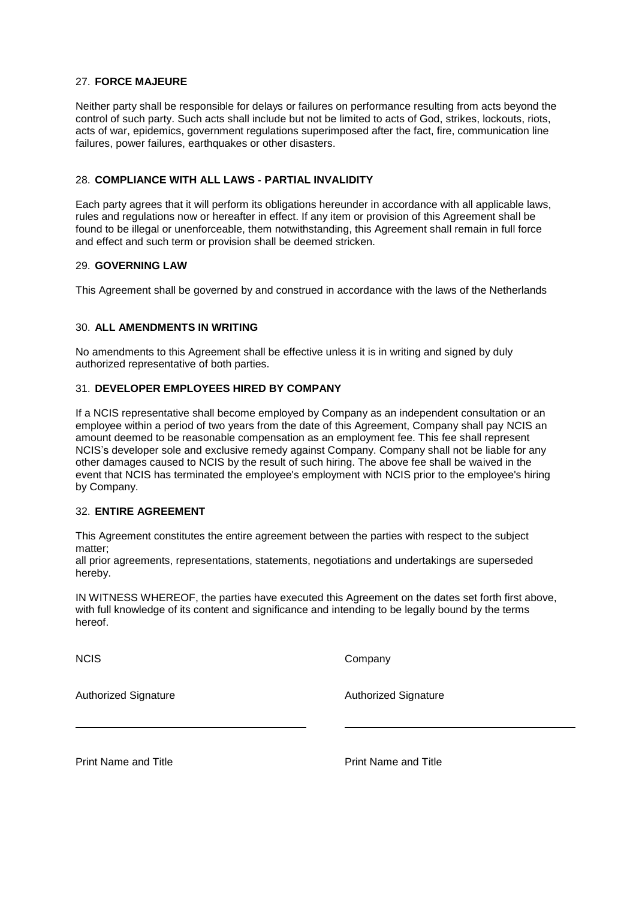## 27. FORCE MAJEURE

Neither party shall be responsible for delays or failures on performance resulting from acts beyond the control of such party. Such acts shall include but not be limited to acts of God, strikes, lockouts, riots, acts of war, epidemics, government regulations superimposed after the fact, fire, communication line failures, power failures, earthquakes or other disasters.

## 28. COMPLIANCE WITH ALL LAWS - PARTIAL INVALIDITY

Each party agrees that it will perform its obligations hereunder in accordance with all applicable laws, rules and regulations now or hereafter in effect. If any item or provision of this Agreement shall be found to be illegal or unenforceable, them notwithstanding, this Agreement shall remain in full force and effect and such term or provision shall be deemed stricken.

## 29. GOVERNING LAW

This Agreement shall be governed by and construed in accordance with the laws of the Netherlands

## 30. ALL AMENDMENTS IN WRITING

No amendments to this Agreement shall be effective unless it is in writing and signed by duly authorized representative of both parties.

## 31. DEVELOPER EMPLOYEES HIRED BY COMPANY

If a NCIS representative shall become employed by Company as an independent consultation or an employee within a period of two years from the date of this Agreement, Company shall pay NCIS an amount deemed to be reasonable compensation as an employment fee. This fee shall represent NCIS's developer sole and exclusive remedy against Company. Company shall not be liable for any other damages caused to NCIS by the result of such hiring. The above fee shall be waived in the event that NCIS has terminated the employee's employment with NCIS prior to the employee's hiring by Company.

## 32. ENTIRE AGREEMENT

This Agreement constitutes the entire agreement between the parties with respect to the subject matter;
all prior agreements, representations, statements, negotiations and undertakings are superseded hereby.

IN WITNESS WHEREOF, the parties have executed this Agreement on the dates set forth first above, with full knowledge of its content and significance and intending to be legally bound by the terms hereof.

| | |
|---|---|
| NCIS | Company |
| Authorized Signature | Authorized Signature |
| ______________________________ | ______________________________ |
| Print Name and Title | Print Name and Title |